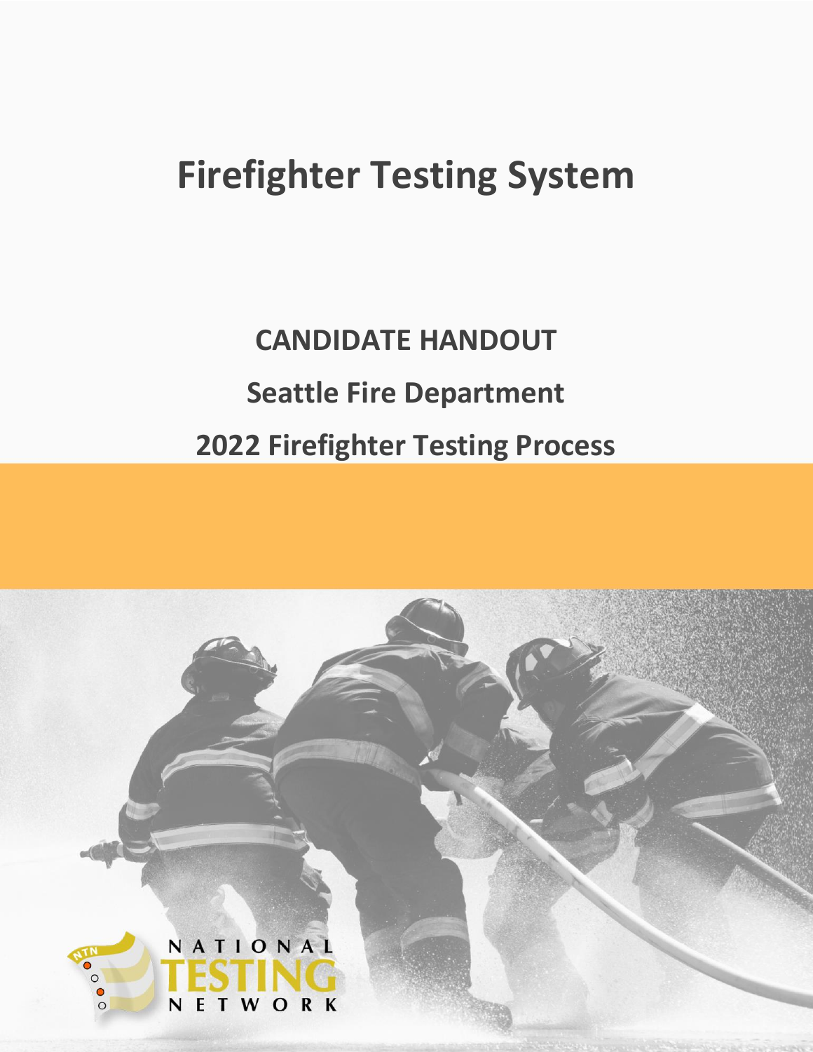# Firefighter Testing System

## CANDIDATE HANDOUT

## Seattle Fire Department

## 2022 Firefighter Testing Process

NATIONAL TESTING NETWORK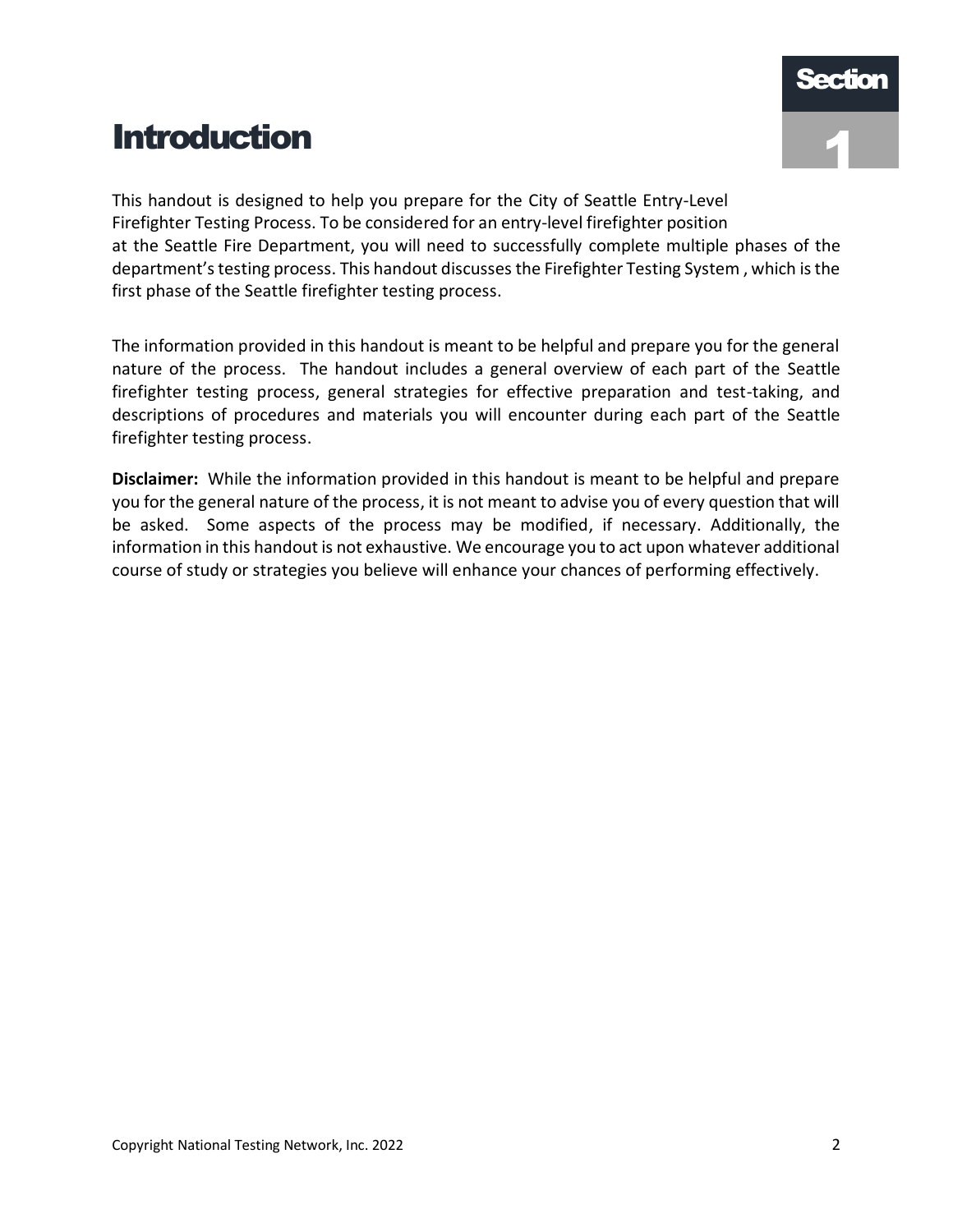# Section 1

# Introduction

This handout is designed to help you prepare for the City of Seattle Entry-Level Firefighter Testing Process. To be considered for an entry-level firefighter position at the Seattle Fire Department, you will need to successfully complete multiple phases of the department's testing process. This handout discusses the Firefighter Testing System , which is the first phase of the Seattle firefighter testing process.

The information provided in this handout is meant to be helpful and prepare you for the general nature of the process. The handout includes a general overview of each part of the Seattle firefighter testing process, general strategies for effective preparation and test-taking, and descriptions of procedures and materials you will encounter during each part of the Seattle firefighter testing process.

**Disclaimer:** While the information provided in this handout is meant to be helpful and prepare you for the general nature of the process, it is not meant to advise you of every question that will be asked. Some aspects of the process may be modified, if necessary. Additionally, the information in this handout is not exhaustive. We encourage you to act upon whatever additional course of study or strategies you believe will enhance your chances of performing effectively.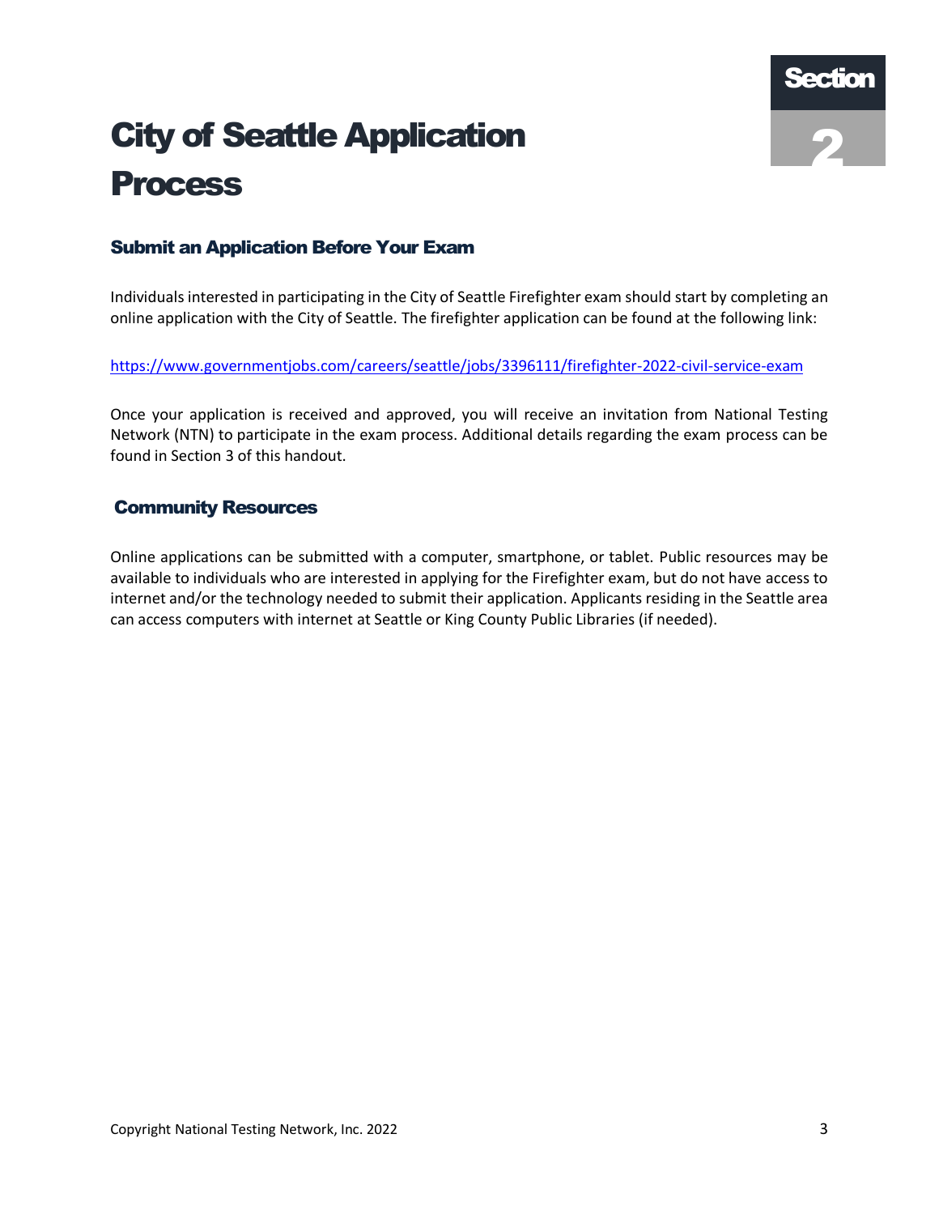Section 2

# City of Seattle Application Process

## Submit an Application Before Your Exam

Individuals interested in participating in the City of Seattle Firefighter exam should start by completing an online application with the City of Seattle. The firefighter application can be found at the following link:

https://www.governmentjobs.com/careers/seattle/jobs/3396111/firefighter-2022-civil-service-exam

Once your application is received and approved, you will receive an invitation from National Testing Network (NTN) to participate in the exam process. Additional details regarding the exam process can be found in Section 3 of this handout.

## Community Resources

Online applications can be submitted with a computer, smartphone, or tablet. Public resources may be available to individuals who are interested in applying for the Firefighter exam, but do not have access to internet and/or the technology needed to submit their application. Applicants residing in the Seattle area can access computers with internet at Seattle or King County Public Libraries (if needed).

Copyright National Testing Network, Inc. 2022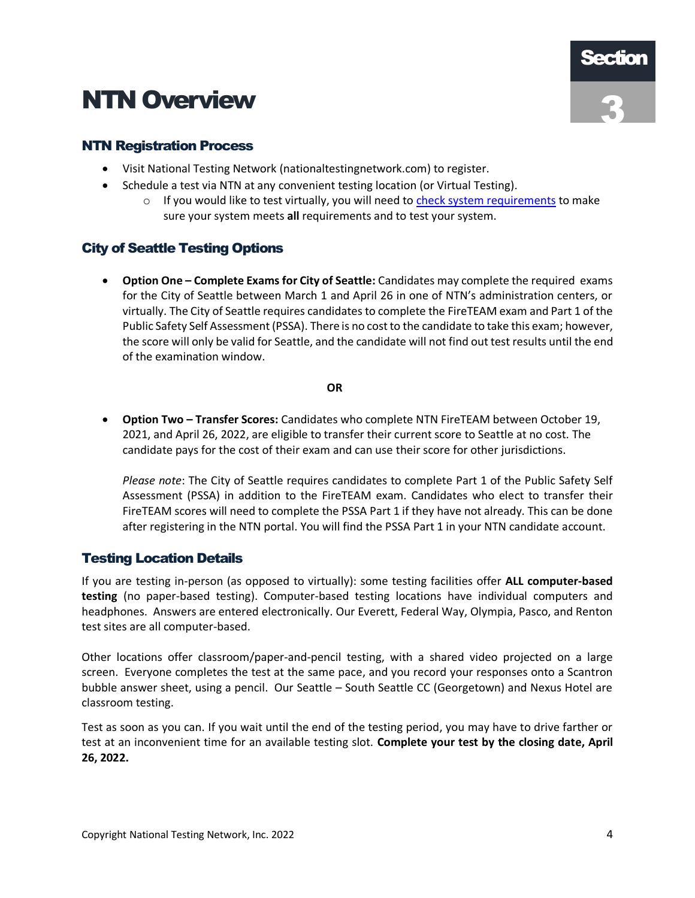# NTN Overview

Section 3

## NTN Registration Process

- Visit National Testing Network (nationaltestingnetwork.com) to register.
- Schedule a test via NTN at any convenient testing location (or Virtual Testing).
  - If you would like to test virtually, you will need to check system requirements to make sure your system meets **all** requirements and to test your system.

## City of Seattle Testing Options

- **Option One – Complete Exams for City of Seattle:** Candidates may complete the required exams for the City of Seattle between March 1 and April 26 in one of NTN's administration centers, or virtually. The City of Seattle requires candidates to complete the FireTEAM exam and Part 1 of the Public Safety Self Assessment (PSSA). There is no cost to the candidate to take this exam; however, the score will only be valid for Seattle, and the candidate will not find out test results until the end of the examination window.

**OR**

- **Option Two – Transfer Scores:** Candidates who complete NTN FireTEAM between October 19, 2021, and April 26, 2022, are eligible to transfer their current score to Seattle at no cost. The candidate pays for the cost of their exam and can use their score for other jurisdictions.

  *Please note*: The City of Seattle requires candidates to complete Part 1 of the Public Safety Self Assessment (PSSA) in addition to the FireTEAM exam. Candidates who elect to transfer their FireTEAM scores will need to complete the PSSA Part 1 if they have not already. This can be done after registering in the NTN portal. You will find the PSSA Part 1 in your NTN candidate account.

## Testing Location Details

If you are testing in-person (as opposed to virtually): some testing facilities offer **ALL computer-based testing** (no paper-based testing). Computer-based testing locations have individual computers and headphones. Answers are entered electronically. Our Everett, Federal Way, Olympia, Pasco, and Renton test sites are all computer-based.

Other locations offer classroom/paper-and-pencil testing, with a shared video projected on a large screen. Everyone completes the test at the same pace, and you record your responses onto a Scantron bubble answer sheet, using a pencil. Our Seattle – South Seattle CC (Georgetown) and Nexus Hotel are classroom testing.

Test as soon as you can. If you wait until the end of the testing period, you may have to drive farther or test at an inconvenient time for an available testing slot. **Complete your test by the closing date, April 26, 2022.**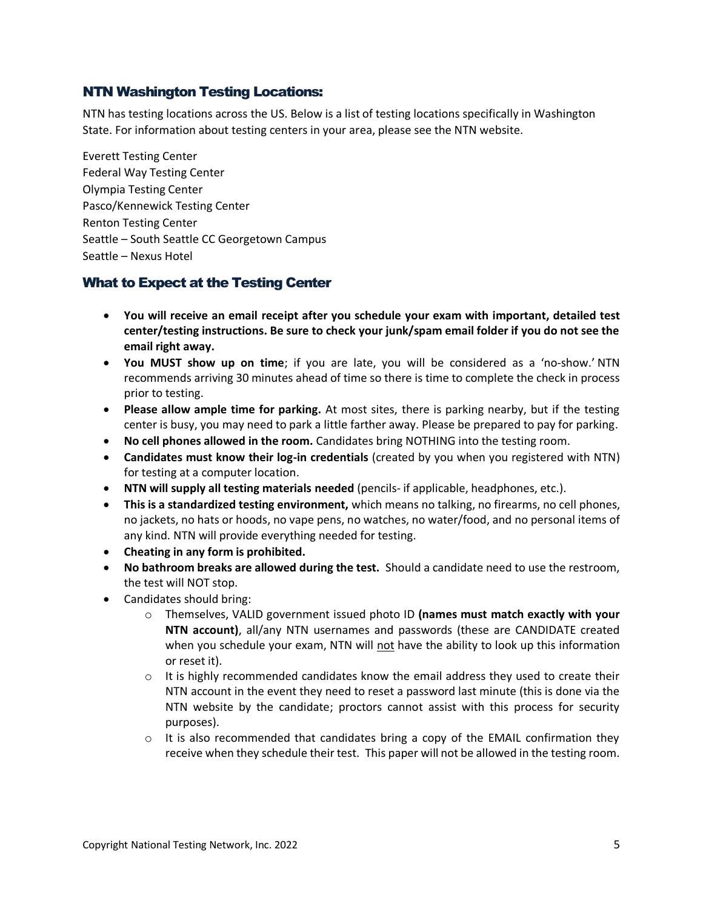## NTN Washington Testing Locations:

NTN has testing locations across the US. Below is a list of testing locations specifically in Washington State. For information about testing centers in your area, please see the NTN website.

Everett Testing Center
Federal Way Testing Center
Olympia Testing Center
Pasco/Kennewick Testing Center
Renton Testing Center
Seattle – South Seattle CC Georgetown Campus
Seattle – Nexus Hotel

## What to Expect at the Testing Center

- **You will receive an email receipt after you schedule your exam with important, detailed test center/testing instructions. Be sure to check your junk/spam email folder if you do not see the email right away.**
- **You MUST show up on time**; if you are late, you will be considered as a 'no-show.' NTN recommends arriving 30 minutes ahead of time so there is time to complete the check in process prior to testing.
- **Please allow ample time for parking.** At most sites, there is parking nearby, but if the testing center is busy, you may need to park a little farther away. Please be prepared to pay for parking.
- **No cell phones allowed in the room.** Candidates bring NOTHING into the testing room.
- **Candidates must know their log-in credentials** (created by you when you registered with NTN) for testing at a computer location.
- **NTN will supply all testing materials needed** (pencils- if applicable, headphones, etc.).
- **This is a standardized testing environment,** which means no talking, no firearms, no cell phones, no jackets, no hats or hoods, no vape pens, no watches, no water/food, and no personal items of any kind. NTN will provide everything needed for testing.
- **Cheating in any form is prohibited.**
- **No bathroom breaks are allowed during the test.** Should a candidate need to use the restroom, the test will NOT stop.
- Candidates should bring:
    - Themselves, VALID government issued photo ID **(names must match exactly with your NTN account)**, all/any NTN usernames and passwords (these are CANDIDATE created when you schedule your exam, NTN will not have the ability to look up this information or reset it).
    - It is highly recommended candidates know the email address they used to create their NTN account in the event they need to reset a password last minute (this is done via the NTN website by the candidate; proctors cannot assist with this process for security purposes).
    - It is also recommended that candidates bring a copy of the EMAIL confirmation they receive when they schedule their test. This paper will not be allowed in the testing room.

Copyright National Testing Network, Inc. 2022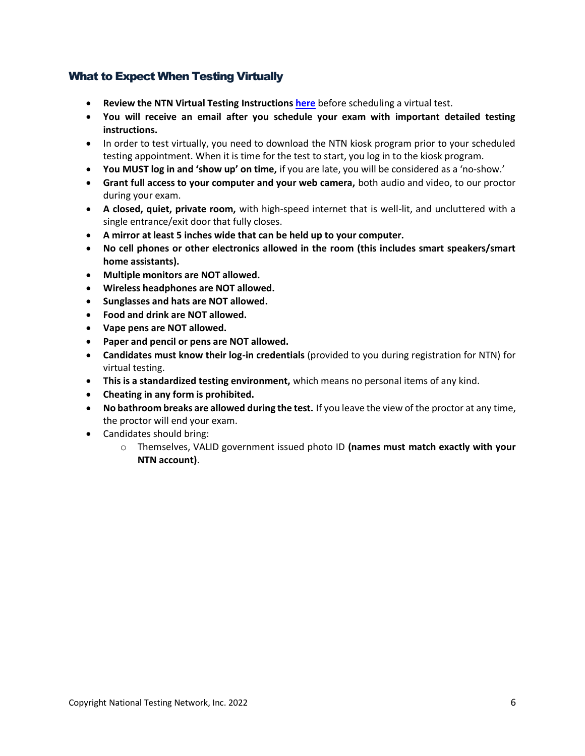## What to Expect When Testing Virtually

- **Review the NTN Virtual Testing Instructions here** before scheduling a virtual test.
- **You will receive an email after you schedule your exam with important detailed testing instructions.**
- In order to test virtually, you need to download the NTN kiosk program prior to your scheduled testing appointment. When it is time for the test to start, you log in to the kiosk program.
- **You MUST log in and 'show up' on time,** if you are late, you will be considered as a 'no-show.'
- **Grant full access to your computer and your web camera,** both audio and video, to our proctor during your exam.
- **A closed, quiet, private room,** with high-speed internet that is well-lit, and uncluttered with a single entrance/exit door that fully closes.
- **A mirror at least 5 inches wide that can be held up to your computer.**
- **No cell phones or other electronics allowed in the room (this includes smart speakers/smart home assistants).**
- **Multiple monitors are NOT allowed.**
- **Wireless headphones are NOT allowed.**
- **Sunglasses and hats are NOT allowed.**
- **Food and drink are NOT allowed.**
- **Vape pens are NOT allowed.**
- **Paper and pencil or pens are NOT allowed.**
- **Candidates must know their log-in credentials** (provided to you during registration for NTN) for virtual testing.
- **This is a standardized testing environment,** which means no personal items of any kind.
- **Cheating in any form is prohibited.**
- **No bathroom breaks are allowed during the test.** If you leave the view of the proctor at any time, the proctor will end your exam.
- Candidates should bring:
  - Themselves, VALID government issued photo ID **(names must match exactly with your NTN account)**.

Copyright National Testing Network, Inc. 2022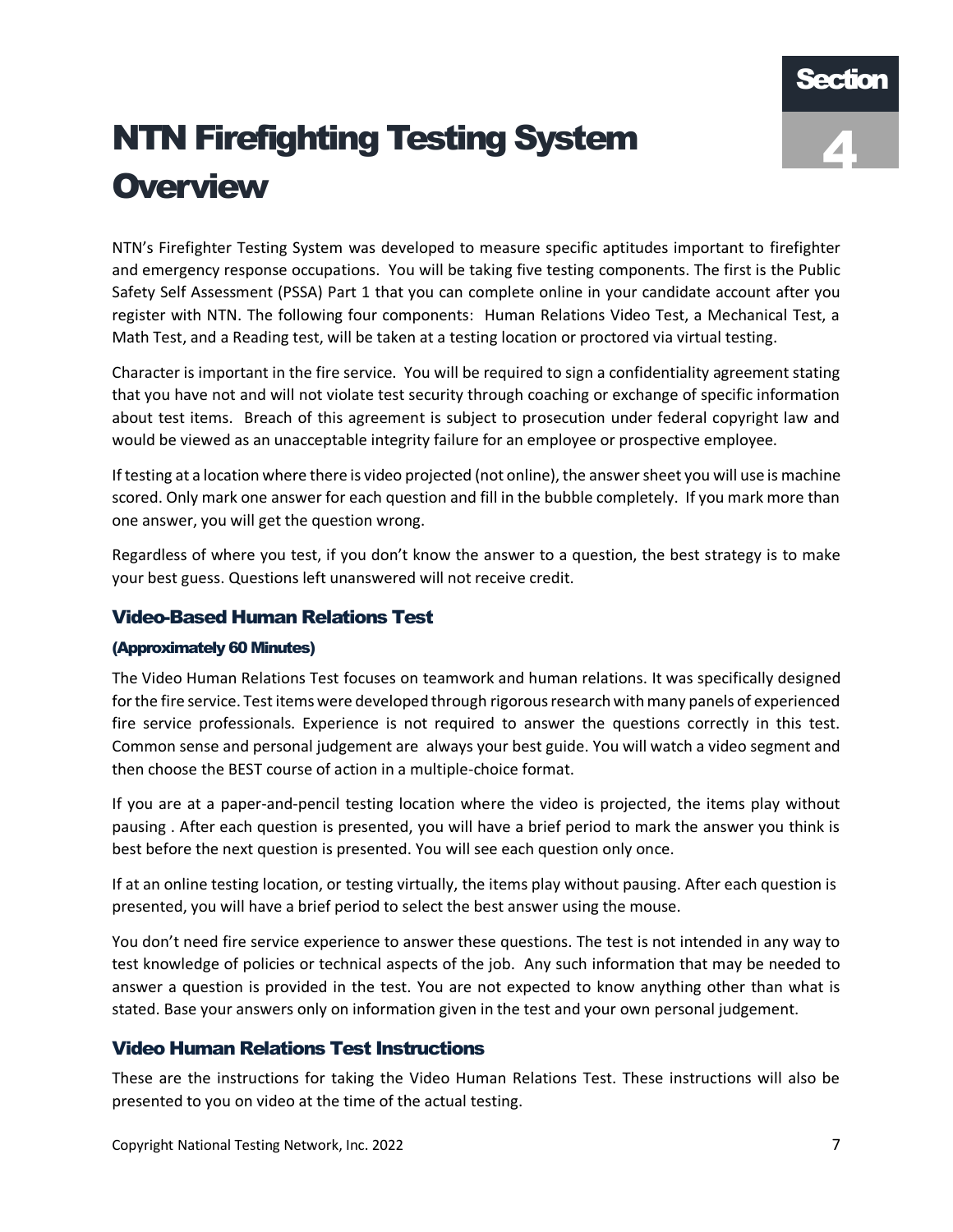# NTN Firefighting Testing System Overview

**Section 4**

NTN's Firefighter Testing System was developed to measure specific aptitudes important to firefighter and emergency response occupations. You will be taking five testing components. The first is the Public Safety Self Assessment (PSSA) Part 1 that you can complete online in your candidate account after you register with NTN. The following four components: Human Relations Video Test, a Mechanical Test, a Math Test, and a Reading test, will be taken at a testing location or proctored via virtual testing.

Character is important in the fire service. You will be required to sign a confidentiality agreement stating that you have not and will not violate test security through coaching or exchange of specific information about test items. Breach of this agreement is subject to prosecution under federal copyright law and would be viewed as an unacceptable integrity failure for an employee or prospective employee.

If testing at a location where there is video projected (not online), the answer sheet you will use is machine scored. Only mark one answer for each question and fill in the bubble completely. If you mark more than one answer, you will get the question wrong.

Regardless of where you test, if you don't know the answer to a question, the best strategy is to make your best guess. Questions left unanswered will not receive credit.

## Video-Based Human Relations Test

#### (Approximately 60 Minutes)

The Video Human Relations Test focuses on teamwork and human relations. It was specifically designed for the fire service. Test items were developed through rigorous research with many panels of experienced fire service professionals. Experience is not required to answer the questions correctly in this test. Common sense and personal judgement are always your best guide. You will watch a video segment and then choose the BEST course of action in a multiple-choice format.

If you are at a paper-and-pencil testing location where the video is projected, the items play without pausing . After each question is presented, you will have a brief period to mark the answer you think is best before the next question is presented. You will see each question only once.

If at an online testing location, or testing virtually, the items play without pausing. After each question is presented, you will have a brief period to select the best answer using the mouse.

You don't need fire service experience to answer these questions. The test is not intended in any way to test knowledge of policies or technical aspects of the job. Any such information that may be needed to answer a question is provided in the test. You are not expected to know anything other than what is stated. Base your answers only on information given in the test and your own personal judgement.

## Video Human Relations Test Instructions

These are the instructions for taking the Video Human Relations Test. These instructions will also be presented to you on video at the time of the actual testing.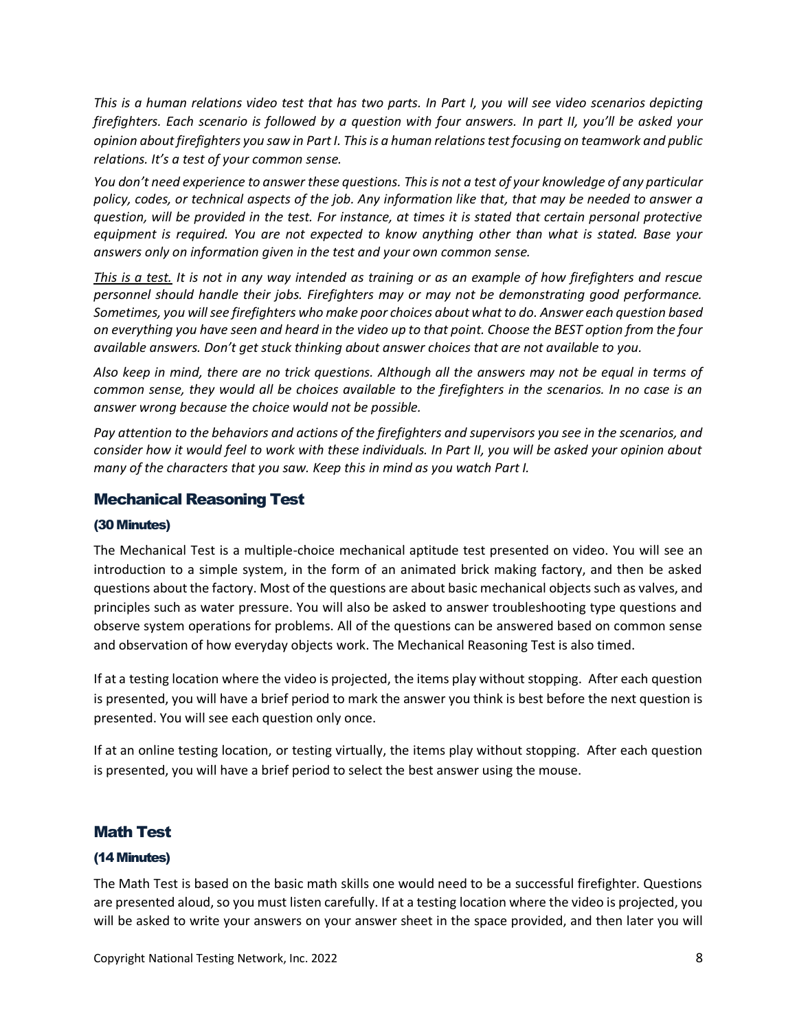*This is a human relations video test that has two parts. In Part I, you will see video scenarios depicting firefighters. Each scenario is followed by a question with four answers. In part II, you'll be asked your opinion about firefighters you saw in Part I. This is a human relations test focusing on teamwork and public relations. It's a test of your common sense.*

*You don't need experience to answer these questions. This is not a test of your knowledge of any particular policy, codes, or technical aspects of the job. Any information like that, that may be needed to answer a question, will be provided in the test. For instance, at times it is stated that certain personal protective equipment is required. You are not expected to know anything other than what is stated. Base your answers only on information given in the test and your own common sense.*

*<u>This is a test.</u> It is not in any way intended as training or as an example of how firefighters and rescue personnel should handle their jobs. Firefighters may or may not be demonstrating good performance. Sometimes, you will see firefighters who make poor choices about what to do. Answer each question based on everything you have seen and heard in the video up to that point. Choose the BEST option from the four available answers. Don't get stuck thinking about answer choices that are not available to you.*

*Also keep in mind, there are no trick questions. Although all the answers may not be equal in terms of common sense, they would all be choices available to the firefighters in the scenarios. In no case is an answer wrong because the choice would not be possible.*

*Pay attention to the behaviors and actions of the firefighters and supervisors you see in the scenarios, and consider how it would feel to work with these individuals. In Part II, you will be asked your opinion about many of the characters that you saw. Keep this in mind as you watch Part I.*

## Mechanical Reasoning Test

### (30 Minutes)

The Mechanical Test is a multiple-choice mechanical aptitude test presented on video. You will see an introduction to a simple system, in the form of an animated brick making factory, and then be asked questions about the factory. Most of the questions are about basic mechanical objects such as valves, and principles such as water pressure. You will also be asked to answer troubleshooting type questions and observe system operations for problems. All of the questions can be answered based on common sense and observation of how everyday objects work. The Mechanical Reasoning Test is also timed.

If at a testing location where the video is projected, the items play without stopping. After each question is presented, you will have a brief period to mark the answer you think is best before the next question is presented. You will see each question only once.

If at an online testing location, or testing virtually, the items play without stopping. After each question is presented, you will have a brief period to select the best answer using the mouse.

## Math Test

### (14 Minutes)

The Math Test is based on the basic math skills one would need to be a successful firefighter. Questions are presented aloud, so you must listen carefully. If at a testing location where the video is projected, you will be asked to write your answers on your answer sheet in the space provided, and then later you will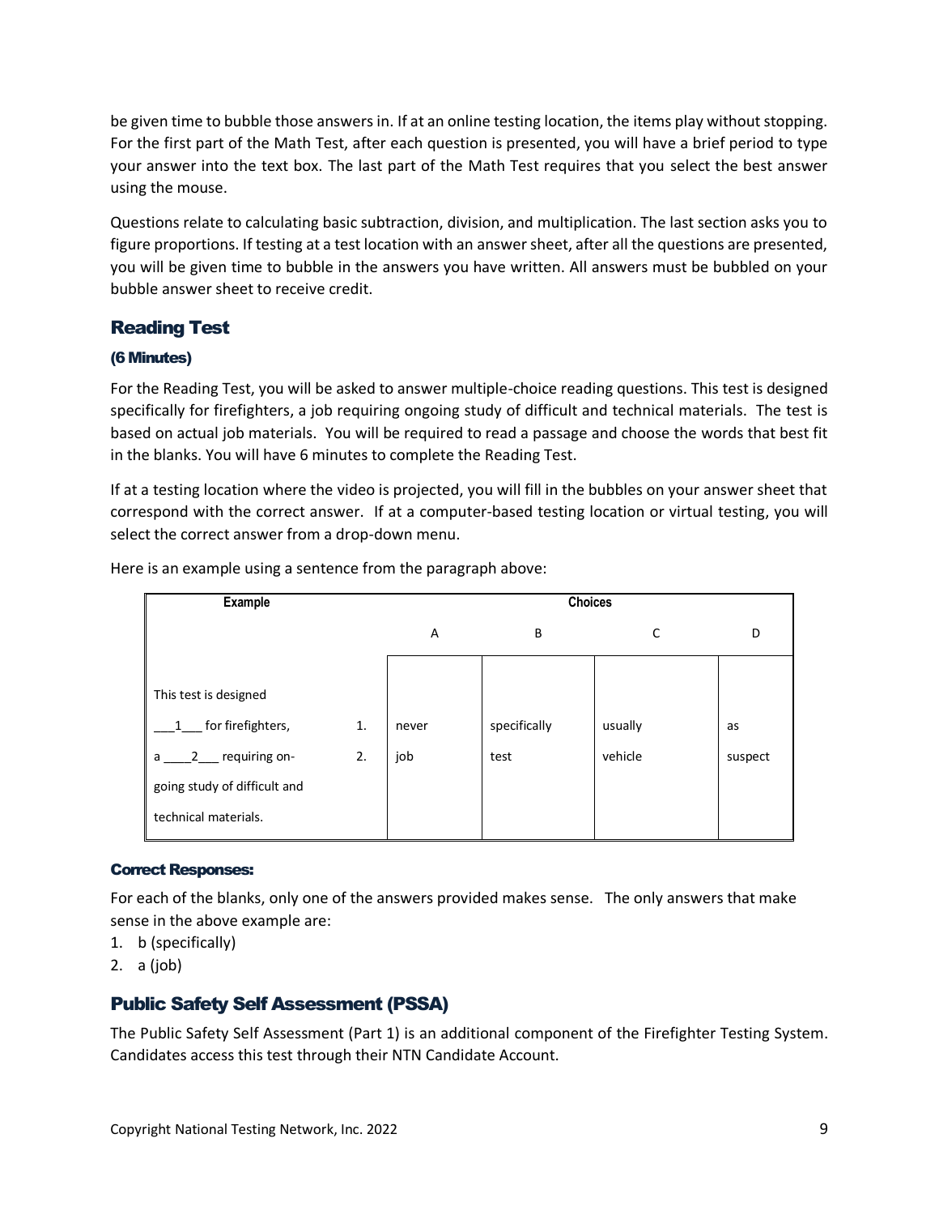be given time to bubble those answers in. If at an online testing location, the items play without stopping. For the first part of the Math Test, after each question is presented, you will have a brief period to type your answer into the text box. The last part of the Math Test requires that you select the best answer using the mouse.

Questions relate to calculating basic subtraction, division, and multiplication. The last section asks you to figure proportions. If testing at a test location with an answer sheet, after all the questions are presented, you will be given time to bubble in the answers you have written. All answers must be bubbled on your bubble answer sheet to receive credit.

## Reading Test

### (6 Minutes)

For the Reading Test, you will be asked to answer multiple-choice reading questions. This test is designed specifically for firefighters, a job requiring ongoing study of difficult and technical materials. The test is based on actual job materials. You will be required to read a passage and choose the words that best fit in the blanks. You will have 6 minutes to complete the Reading Test.

If at a testing location where the video is projected, you will fill in the bubbles on your answer sheet that correspond with the correct answer. If at a computer-based testing location or virtual testing, you will select the correct answer from a drop-down menu.

Here is an example using a sentence from the paragraph above:

| Example | | Choices | | | |
|---|---|---|---|---|---|
| | | A | B | C | D |
| This test is designed ___1___ for firefighters, | 1. | never | specifically | usually | as |
| a ____2___ requiring on-going study of difficult and technical materials. | 2. | job | test | vehicle | suspect |

#### Correct Responses:

For each of the blanks, only one of the answers provided makes sense. The only answers that make sense in the above example are:

1. b (specifically)
2. a (job)

## Public Safety Self Assessment (PSSA)

The Public Safety Self Assessment (Part 1) is an additional component of the Firefighter Testing System. Candidates access this test through their NTN Candidate Account.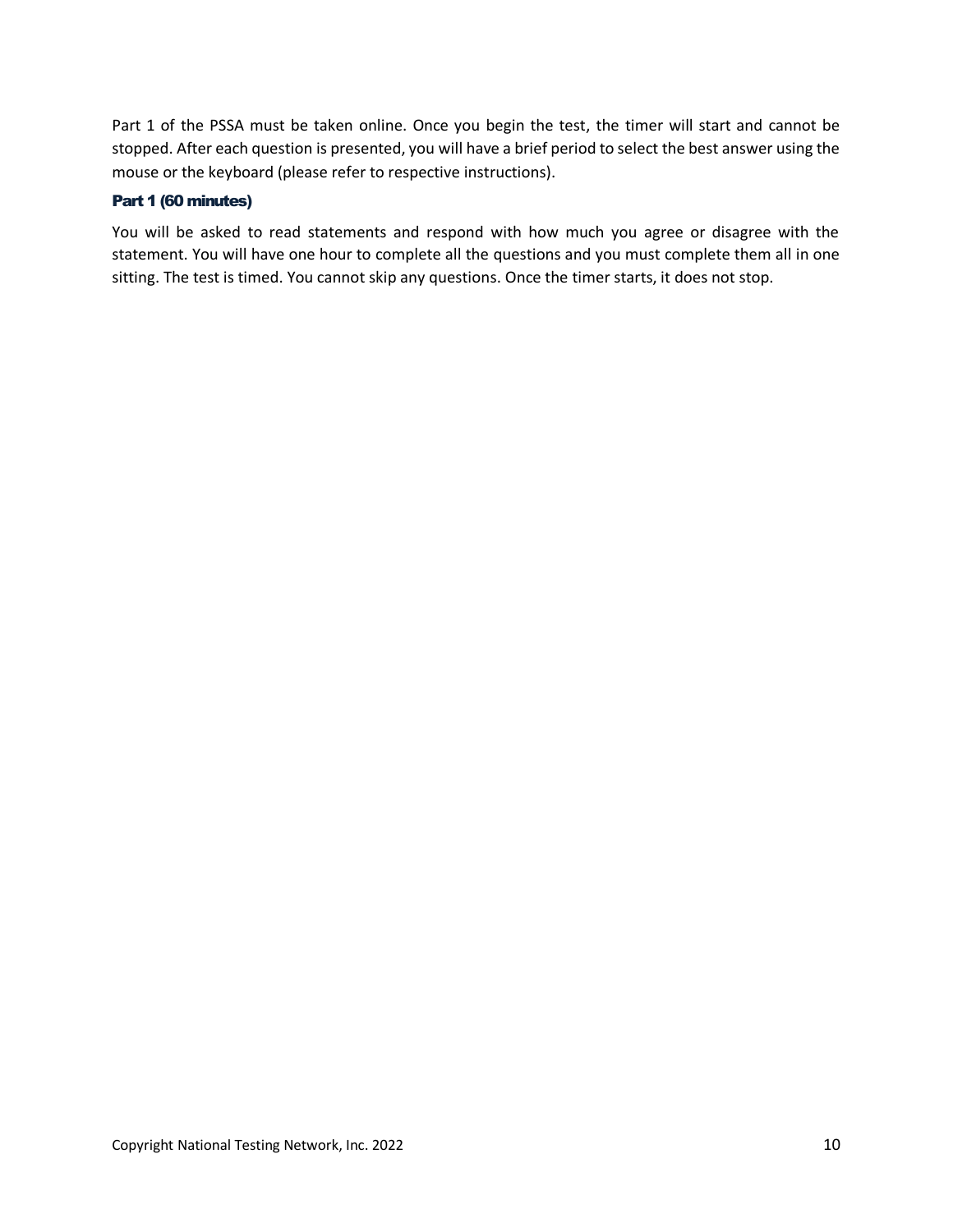Part 1 of the PSSA must be taken online. Once you begin the test, the timer will start and cannot be stopped. After each question is presented, you will have a brief period to select the best answer using the mouse or the keyboard (please refer to respective instructions).

### Part 1 (60 minutes)

You will be asked to read statements and respond with how much you agree or disagree with the statement. You will have one hour to complete all the questions and you must complete them all in one sitting. The test is timed. You cannot skip any questions. Once the timer starts, it does not stop.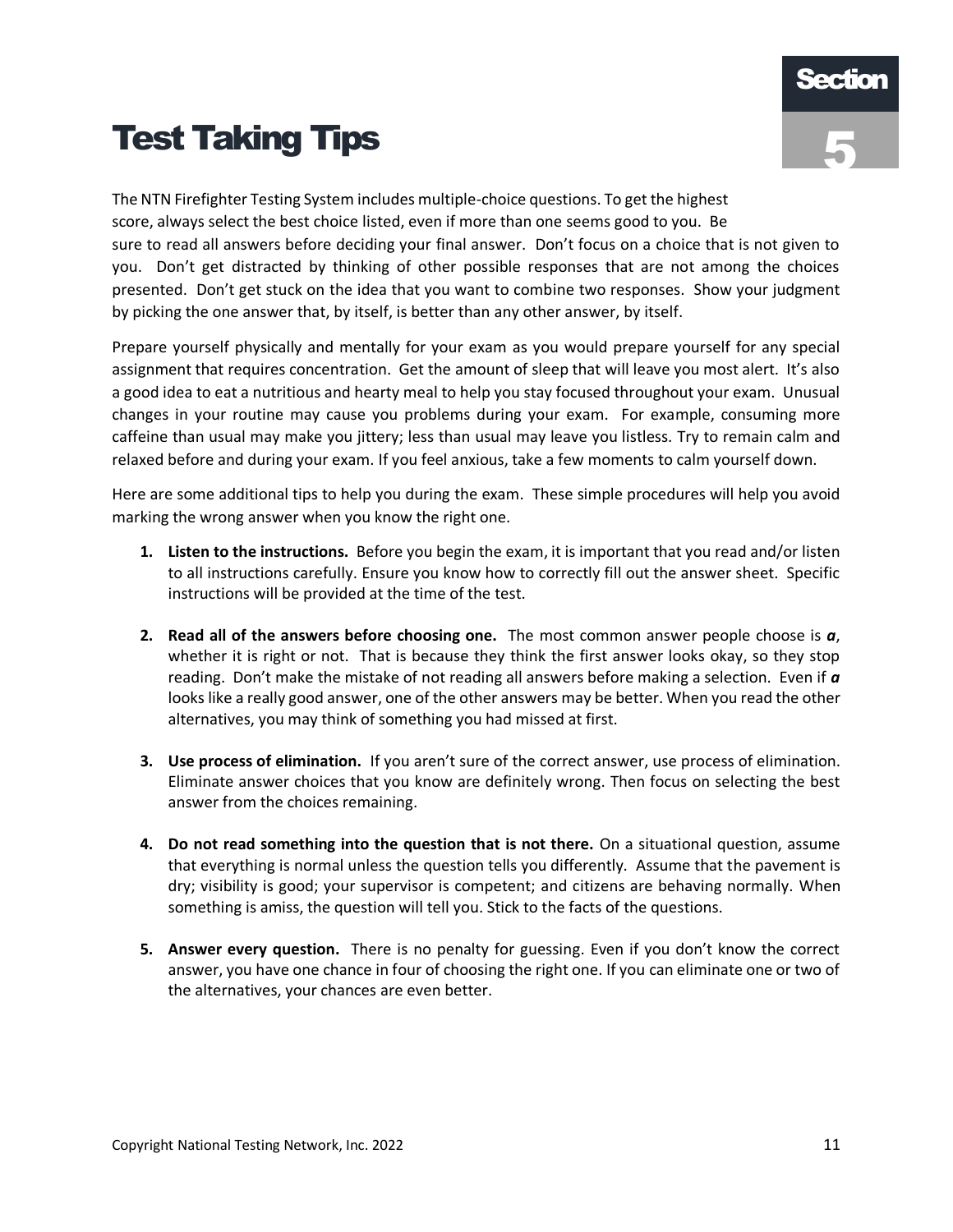# Test Taking Tips

**Section 5**

The NTN Firefighter Testing System includes multiple-choice questions. To get the highest score, always select the best choice listed, even if more than one seems good to you. Be sure to read all answers before deciding your final answer. Don't focus on a choice that is not given to you. Don't get distracted by thinking of other possible responses that are not among the choices presented. Don't get stuck on the idea that you want to combine two responses. Show your judgment by picking the one answer that, by itself, is better than any other answer, by itself.

Prepare yourself physically and mentally for your exam as you would prepare yourself for any special assignment that requires concentration. Get the amount of sleep that will leave you most alert. It's also a good idea to eat a nutritious and hearty meal to help you stay focused throughout your exam. Unusual changes in your routine may cause you problems during your exam. For example, consuming more caffeine than usual may make you jittery; less than usual may leave you listless. Try to remain calm and relaxed before and during your exam. If you feel anxious, take a few moments to calm yourself down.

Here are some additional tips to help you during the exam. These simple procedures will help you avoid marking the wrong answer when you know the right one.

1. **Listen to the instructions.** Before you begin the exam, it is important that you read and/or listen to all instructions carefully. Ensure you know how to correctly fill out the answer sheet. Specific instructions will be provided at the time of the test.

2. **Read all of the answers before choosing one.** The most common answer people choose is ***a***, whether it is right or not. That is because they think the first answer looks okay, so they stop reading. Don't make the mistake of not reading all answers before making a selection. Even if ***a*** looks like a really good answer, one of the other answers may be better. When you read the other alternatives, you may think of something you had missed at first.

3. **Use process of elimination.** If you aren't sure of the correct answer, use process of elimination. Eliminate answer choices that you know are definitely wrong. Then focus on selecting the best answer from the choices remaining.

4. **Do not read something into the question that is not there.** On a situational question, assume that everything is normal unless the question tells you differently. Assume that the pavement is dry; visibility is good; your supervisor is competent; and citizens are behaving normally. When something is amiss, the question will tell you. Stick to the facts of the questions.

5. **Answer every question.** There is no penalty for guessing. Even if you don't know the correct answer, you have one chance in four of choosing the right one. If you can eliminate one or two of the alternatives, your chances are even better.

Copyright National Testing Network, Inc. 2022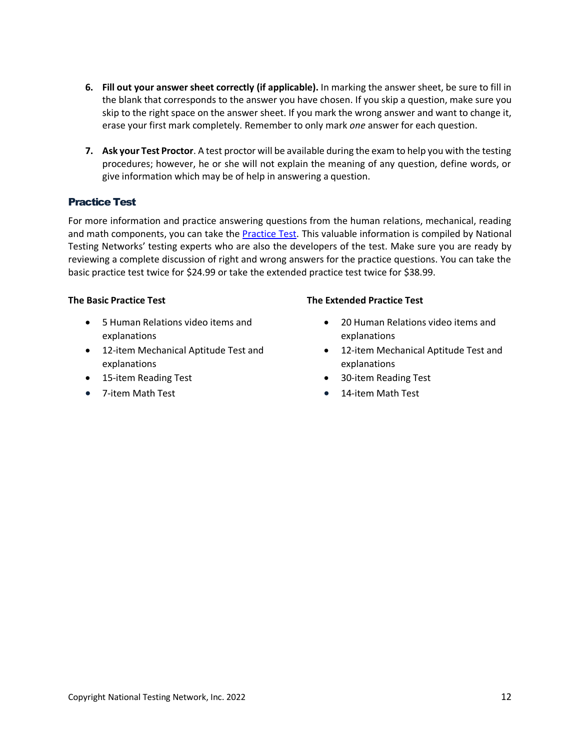6. **Fill out your answer sheet correctly (if applicable).** In marking the answer sheet, be sure to fill in the blank that corresponds to the answer you have chosen. If you skip a question, make sure you skip to the right space on the answer sheet. If you mark the wrong answer and want to change it, erase your first mark completely. Remember to only mark *one* answer for each question.

7. **Ask your Test Proctor**. A test proctor will be available during the exam to help you with the testing procedures; however, he or she will not explain the meaning of any question, define words, or give information which may be of help in answering a question.

## Practice Test

For more information and practice answering questions from the human relations, mechanical, reading and math components, you can take the [Practice Test](). This valuable information is compiled by National Testing Networks' testing experts who are also the developers of the test. Make sure you are ready by reviewing a complete discussion of right and wrong answers for the practice questions. You can take the basic practice test twice for $24.99 or take the extended practice test twice for $38.99.

**The Basic Practice Test**

- 5 Human Relations video items and explanations
- 12-item Mechanical Aptitude Test and explanations
- 15-item Reading Test
- 7-item Math Test

**The Extended Practice Test**

- 20 Human Relations video items and explanations
- 12-item Mechanical Aptitude Test and explanations
- 30-item Reading Test
- 14-item Math Test

Copyright National Testing Network, Inc. 2022